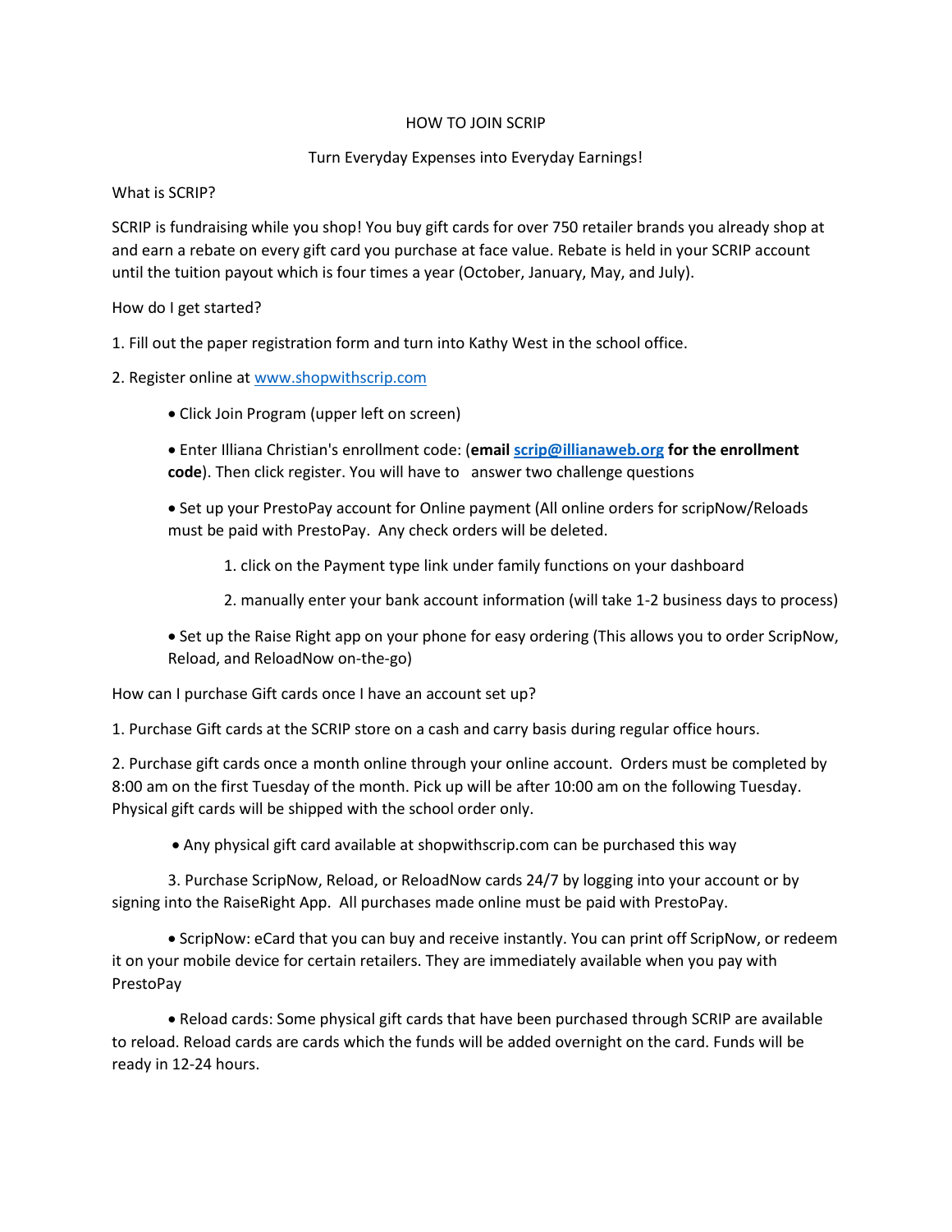# HOW TO JOIN SCRIP

## Turn Everyday Expenses into Everyday Earnings!

What is SCRIP?

SCRIP is fundraising while you shop! You buy gift cards for over 750 retailer brands you already shop at and earn a rebate on every gift card you purchase at face value. Rebate is held in your SCRIP account until the tuition payout which is four times a year (October, January, May, and July).

How do I get started?

1. Fill out the paper registration form and turn into Kathy West in the school office.

2. Register online at [www.shopwithscrip.com](www.shopwithscrip.com)

   - Click Join Program (upper left on screen)
   - Enter Illiana Christian's enrollment code: (**email [scrip@illianaweb.org](mailto:scrip@illianaweb.org) for the enrollment code**). Then click register. You will have to answer two challenge questions
   - Set up your PrestoPay account for Online payment (All online orders for scripNow/Reloads must be paid with PrestoPay. Any check orders will be deleted.

     1. click on the Payment type link under family functions on your dashboard
     2. manually enter your bank account information (will take 1-2 business days to process)

   - Set up the Raise Right app on your phone for easy ordering (This allows you to order ScripNow, Reload, and ReloadNow on-the-go)

How can I purchase Gift cards once I have an account set up?

1. Purchase Gift cards at the SCRIP store on a cash and carry basis during regular office hours.

2. Purchase gift cards once a month online through your online account. Orders must be completed by 8:00 am on the first Tuesday of the month. Pick up will be after 10:00 am on the following Tuesday. Physical gift cards will be shipped with the school order only.

   - Any physical gift card available at shopwithscrip.com can be purchased this way

3. Purchase ScripNow, Reload, or ReloadNow cards 24/7 by logging into your account or by signing into the RaiseRight App. All purchases made online must be paid with PrestoPay.

   - ScripNow: eCard that you can buy and receive instantly. You can print off ScripNow, or redeem it on your mobile device for certain retailers. They are immediately available when you pay with PrestoPay
   - Reload cards: Some physical gift cards that have been purchased through SCRIP are available to reload. Reload cards are cards which the funds will be added overnight on the card. Funds will be ready in 12-24 hours.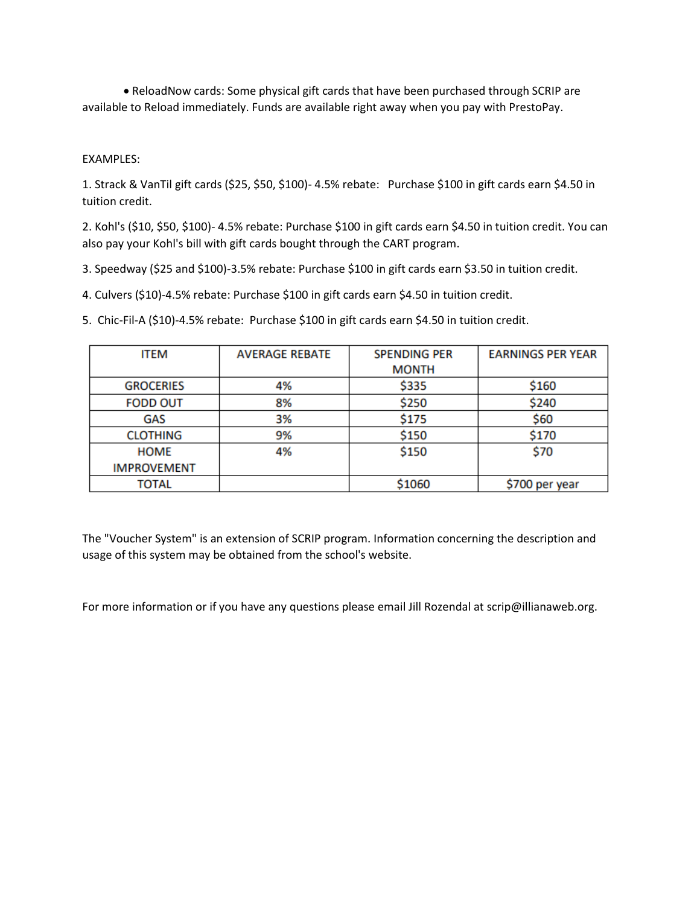- ReloadNow cards: Some physical gift cards that have been purchased through SCRIP are available to Reload immediately. Funds are available right away when you pay with PrestoPay.

EXAMPLES:

1. Strack & VanTil gift cards ($25, $50, $100)- 4.5% rebate:   Purchase $100 in gift cards earn $4.50 in tuition credit.

2. Kohl's ($10, $50, $100)- 4.5% rebate: Purchase $100 in gift cards earn $4.50 in tuition credit. You can also pay your Kohl's bill with gift cards bought through the CART program.

3. Speedway ($25 and $100)-3.5% rebate: Purchase $100 in gift cards earn $3.50 in tuition credit.

4. Culvers ($10)-4.5% rebate: Purchase $100 in gift cards earn $4.50 in tuition credit.

5. Chic-Fil-A ($10)-4.5% rebate:  Purchase $100 in gift cards earn $4.50 in tuition credit.

| ITEM | AVERAGE REBATE | SPENDING PER MONTH | EARNINGS PER YEAR |
|---|---|---|---|
| GROCERIES | 4% | $335 | $160 |
| FODD OUT | 8% | $250 | $240 |
| GAS | 3% | $175 | $60 |
| CLOTHING | 9% | $150 | $170 |
| HOME IMPROVEMENT | 4% | $150 | $70 |
| TOTAL | | $1060 | $700 per year |

The "Voucher System" is an extension of SCRIP program. Information concerning the description and usage of this system may be obtained from the school's website.

For more information or if you have any questions please email Jill Rozendal at scrip@illianaweb.org.